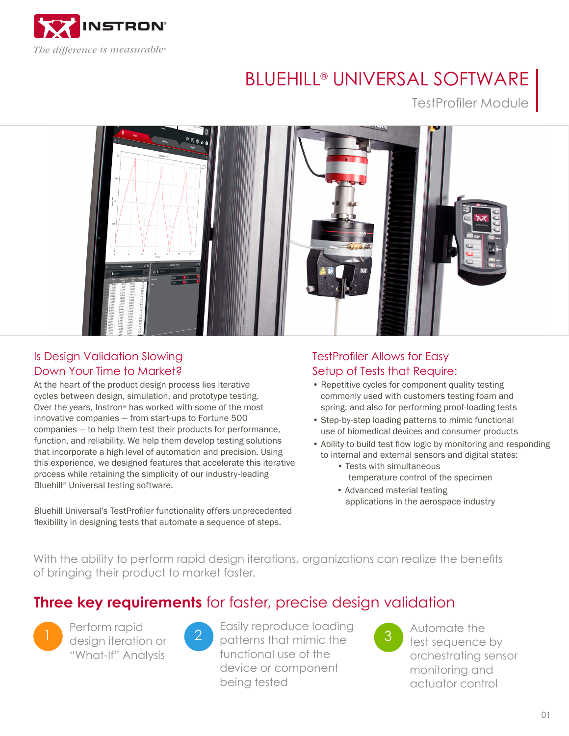INSTRON®

*The difference is measurable®*

# BLUEHILL® UNIVERSAL SOFTWARE

## TestProfiler Module

### Is Design Validation Slowing Down Your Time to Market?

At the heart of the product design process lies iterative cycles between design, simulation, and prototype testing. Over the years, Instron® has worked with some of the most innovative companies — from start-ups to Fortune 500 companies — to help them test their products for performance, function, and reliability. We help them develop testing solutions that incorporate a high level of automation and precision. Using this experience, we designed features that accelerate this iterative process while retaining the simplicity of our industry-leading Bluehill® Universal testing software.

Bluehill Universal's TestProfiler functionality offers unprecedented flexibility in designing tests that automate a sequence of steps.

### TestProfiler Allows for Easy Setup of Tests that Require:

- Repetitive cycles for component quality testing commonly used with customers testing foam and spring, and also for performing proof-loading tests
- Step-by-step loading patterns to mimic functional use of biomedical devices and consumer products
- Ability to build test flow logic by monitoring and responding to internal and external sensors and digital states:
  - Tests with simultaneous temperature control of the specimen
  - Advanced material testing applications in the aerospace industry

With the ability to perform rapid design iterations, organizations can realize the benefits of bringing their product to market faster.

## **Three key requirements** for faster, precise design validation

1. Perform rapid design iteration or "What-If" Analysis
2. Easily reproduce loading patterns that mimic the functional use of the device or component being tested
3. Automate the test sequence by orchestrating sensor monitoring and actuator control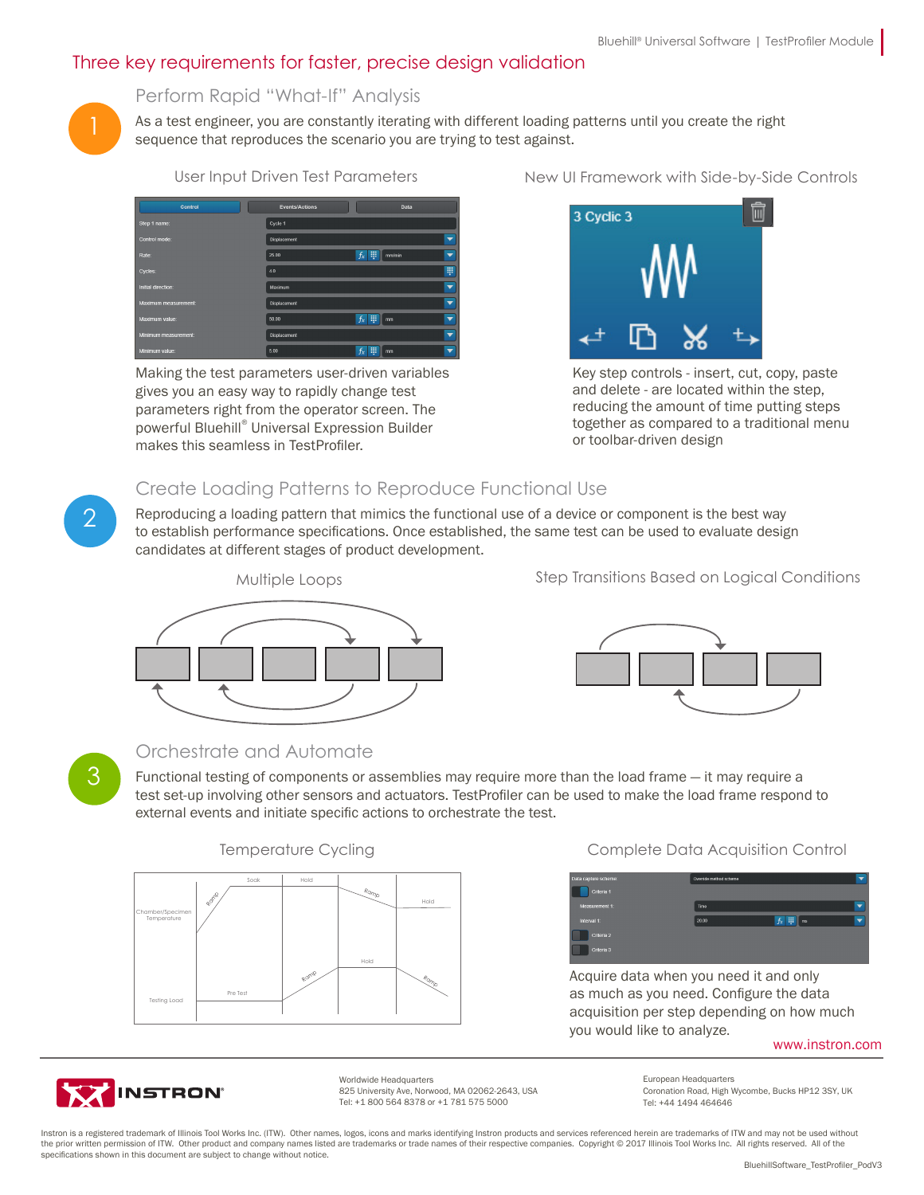# Three key requirements for faster, precise design validation

## 1 Perform Rapid "What-If" Analysis

As a test engineer, you are constantly iterating with different loading patterns until you create the right sequence that reproduces the scenario you are trying to test against.

### User Input Driven Test Parameters

Control
Events/Actions
Data
Step 1 name: Cycle 1
Control mode: Displacement
Rate: 25.00 mm/min
Cycles: 4.0
Initial direction: Maximum
Maximum measurement: Displacement
Maximum value: 50.00 mm
Minimum measurement: Displacement
Minimum value: 5.00 mm

Making the test parameters user-driven variables gives you an easy way to rapidly change test parameters right from the operator screen. The powerful Bluehill® Universal Expression Builder makes this seamless in TestProfiler.

### New UI Framework with Side-by-Side Controls

3 Cyclic 3

Key step controls - insert, cut, copy, paste and delete - are located within the step, reducing the amount of time putting steps together as compared to a traditional menu or toolbar-driven design

## 2 Create Loading Patterns to Reproduce Functional Use

Reproducing a loading pattern that mimics the functional use of a device or component is the best way to establish performance specifications. Once established, the same test can be used to evaluate design candidates at different stages of product development.

### Multiple Loops

### Step Transitions Based on Logical Conditions

## 3 Orchestrate and Automate

Functional testing of components or assemblies may require more than the load frame — it may require a test set-up involving other sensors and actuators. TestProfiler can be used to make the load frame respond to external events and initiate specific actions to orchestrate the test.

### Temperature Cycling

Chamber/Specimen Temperature
Testing Load
Ramp
Soak
Hold
Ramp
Hold
Pre Test
Ramp
Hold
Ramp

### Complete Data Acquisition Control

Data capture scheme: Override method scheme
Criteria 1
Measurement 1: Time
Interval 1: 20.00 ms
Criteria 2
Criteria 3

Acquire data when you need it and only as much as you need. Configure the data acquisition per step depending on how much you would like to analyze.

www.instron.com

INSTRON®

Worldwide Headquarters
825 University Ave, Norwood, MA 02062-2643, USA
Tel: +1 800 564 8378 or +1 781 575 5000

European Headquarters
Coronation Road, High Wycombe, Bucks HP12 3SY, UK
Tel: +44 1494 464646

Instron is a registered trademark of Illinois Tool Works Inc. (ITW). Other names, logos, icons and marks identifying Instron products and services referenced herein are trademarks of ITW and may not be used without the prior written permission of ITW. Other product and company names listed are trademarks or trade names of their respective companies. Copyright © 2017 Illinois Tool Works Inc. All rights reserved. All of the specifications shown in this document are subject to change without notice.

BluehillSoftware_TestProfiler_PodV3